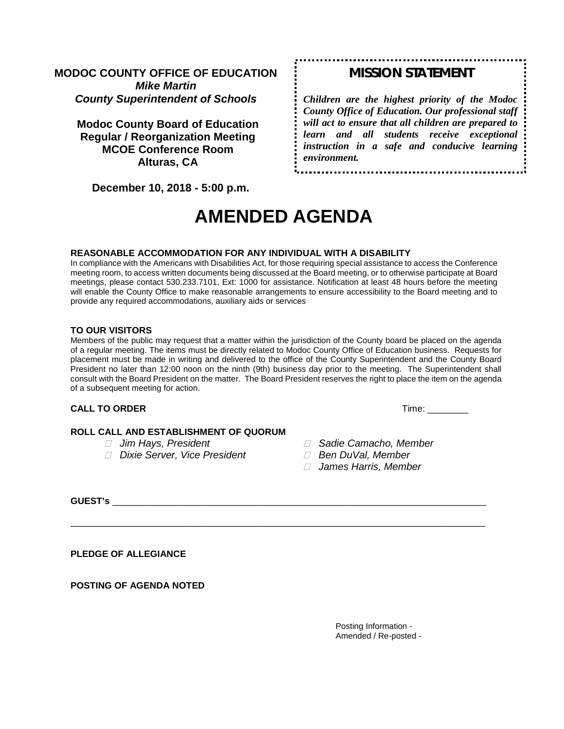**MODOC COUNTY OFFICE OF EDUCATION**
***Mike Martin***
***County Superintendent of Schools***

**Modoc County Board of Education**
**Regular / Reorganization Meeting**
**MCOE Conference Room**
**Alturas, CA**

**December 10, 2018 - 5:00 p.m.**

**MISSION STATEMENT**

***Children are the highest priority of the Modoc County Office of Education. Our professional staff will act to ensure that all children are prepared to learn and all students receive exceptional instruction in a safe and conducive learning environment.***

# AMENDED AGENDA

**REASONABLE ACCOMMODATION FOR ANY INDIVIDUAL WITH A DISABILITY**

In compliance with the Americans with Disabilities Act, for those requiring special assistance to access the Conference meeting room, to access written documents being discussed at the Board meeting, or to otherwise participate at Board meetings, please contact 530.233.7101, Ext: 1000 for assistance. Notification at least 48 hours before the meeting will enable the County Office to make reasonable arrangements to ensure accessibility to the Board meeting and to provide any required accommodations, auxiliary aids or services

**TO OUR VISITORS**

Members of the public may request that a matter within the jurisdiction of the County board be placed on the agenda of a regular meeting. The items must be directly related to Modoc County Office of Education business. Requests for placement must be made in writing and delivered to the office of the County Superintendent and the County Board President no later than 12:00 noon on the ninth (9th) business day prior to the meeting. The Superintendent shall consult with the Board President on the matter. The Board President reserves the right to place the item on the agenda of a subsequent meeting for action.

**CALL TO ORDER** Time: ________

**ROLL CALL AND ESTABLISHMENT OF QUORUM**

- ☐ *Jim Hays, President*
- ☐ *Dixie Server, Vice President*
- ☐ *Sadie Camacho, Member*
- ☐ *Ben DuVal, Member*
- ☐ *James Harris, Member*

**GUEST's** ______________________________________________________________________________

______________________________________________________________________________________

**PLEDGE OF ALLEGIANCE**

**POSTING OF AGENDA NOTED**

Posting Information -
Amended / Re-posted -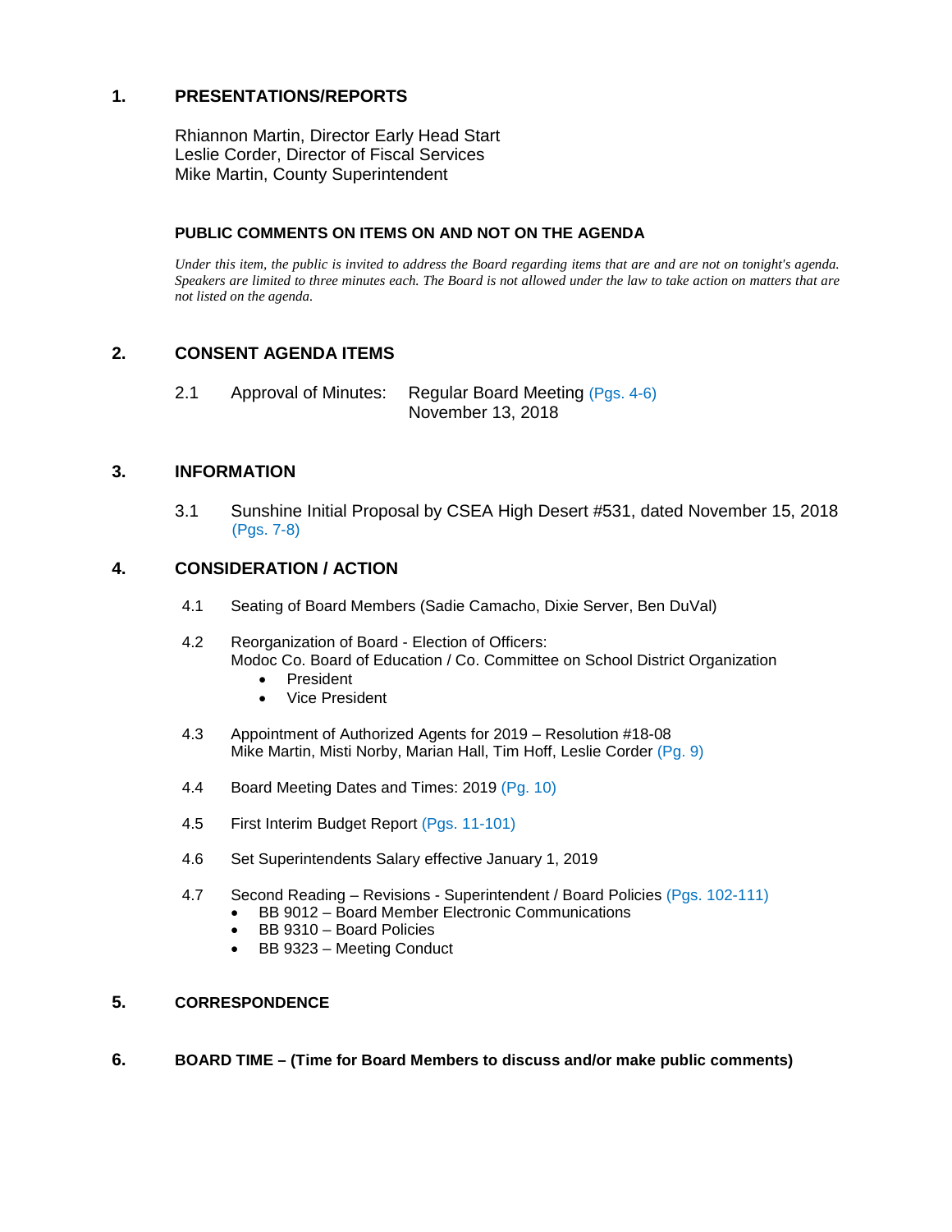## 1. PRESENTATIONS/REPORTS

Rhiannon Martin, Director Early Head Start
Leslie Corder, Director of Fiscal Services
Mike Martin, County Superintendent

### PUBLIC COMMENTS ON ITEMS ON AND NOT ON THE AGENDA

*Under this item, the public is invited to address the Board regarding items that are and are not on tonight's agenda. Speakers are limited to three minutes each. The Board is not allowed under the law to take action on matters that are not listed on the agenda.*

## 2. CONSENT AGENDA ITEMS

2.1 Approval of Minutes: Regular Board Meeting (Pgs. 4-6)
November 13, 2018

## 3. INFORMATION

3.1 Sunshine Initial Proposal by CSEA High Desert #531, dated November 15, 2018 (Pgs. 7-8)

## 4. CONSIDERATION / ACTION

4.1 Seating of Board Members (Sadie Camacho, Dixie Server, Ben DuVal)

4.2 Reorganization of Board - Election of Officers:
Modoc Co. Board of Education / Co. Committee on School District Organization
- President
- Vice President

4.3 Appointment of Authorized Agents for 2019 – Resolution #18-08
Mike Martin, Misti Norby, Marian Hall, Tim Hoff, Leslie Corder (Pg. 9)

4.4 Board Meeting Dates and Times: 2019 (Pg. 10)

4.5 First Interim Budget Report (Pgs. 11-101)

4.6 Set Superintendents Salary effective January 1, 2019

4.7 Second Reading – Revisions - Superintendent / Board Policies (Pgs. 102-111)
- BB 9012 – Board Member Electronic Communications
- BB 9310 – Board Policies
- BB 9323 – Meeting Conduct

## 5. CORRESPONDENCE

## 6. BOARD TIME – (Time for Board Members to discuss and/or make public comments)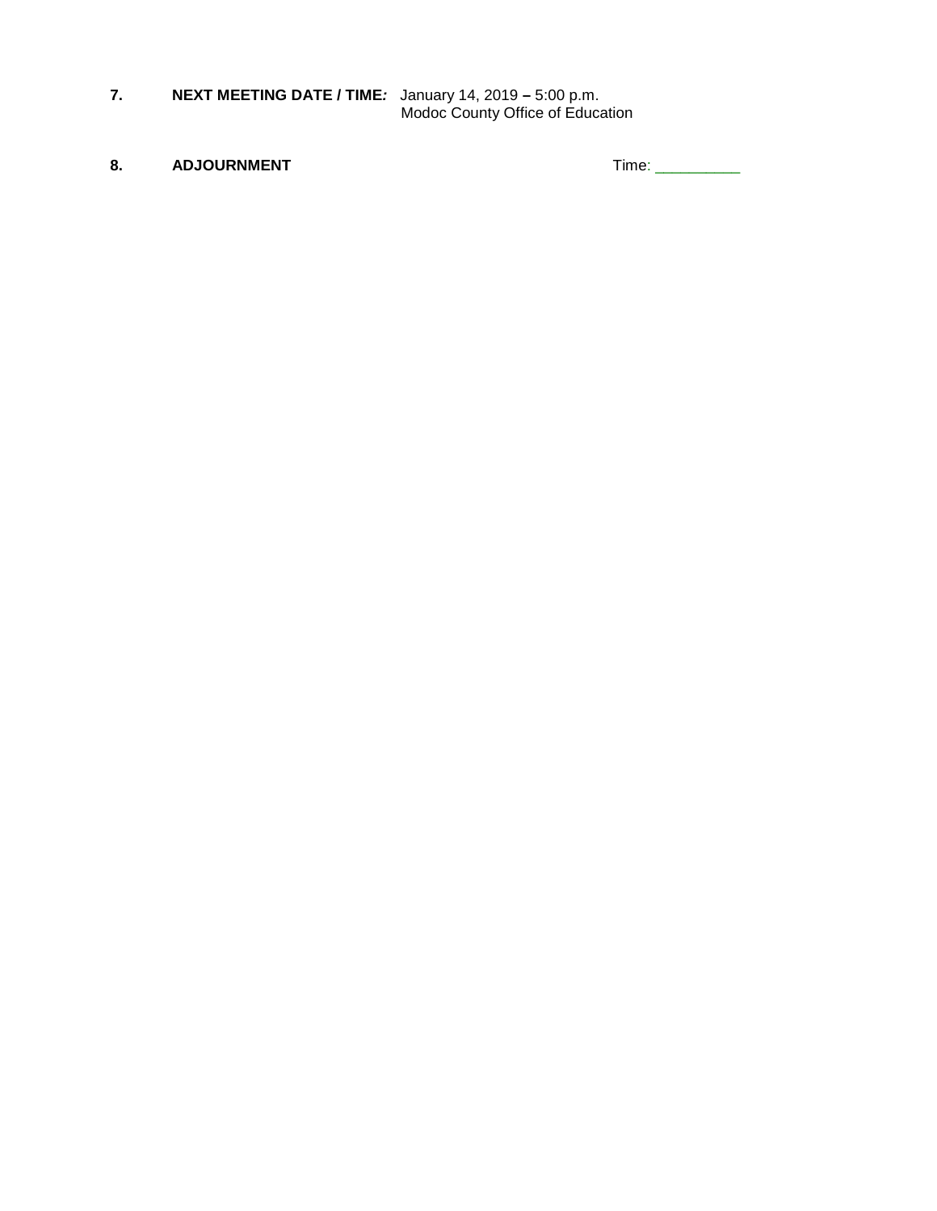**7.** **NEXT MEETING DATE / TIME:** January 14, 2019 **–** 5:00 p.m.
Modoc County Office of Education

**8.** **ADJOURNMENT** Time: __________